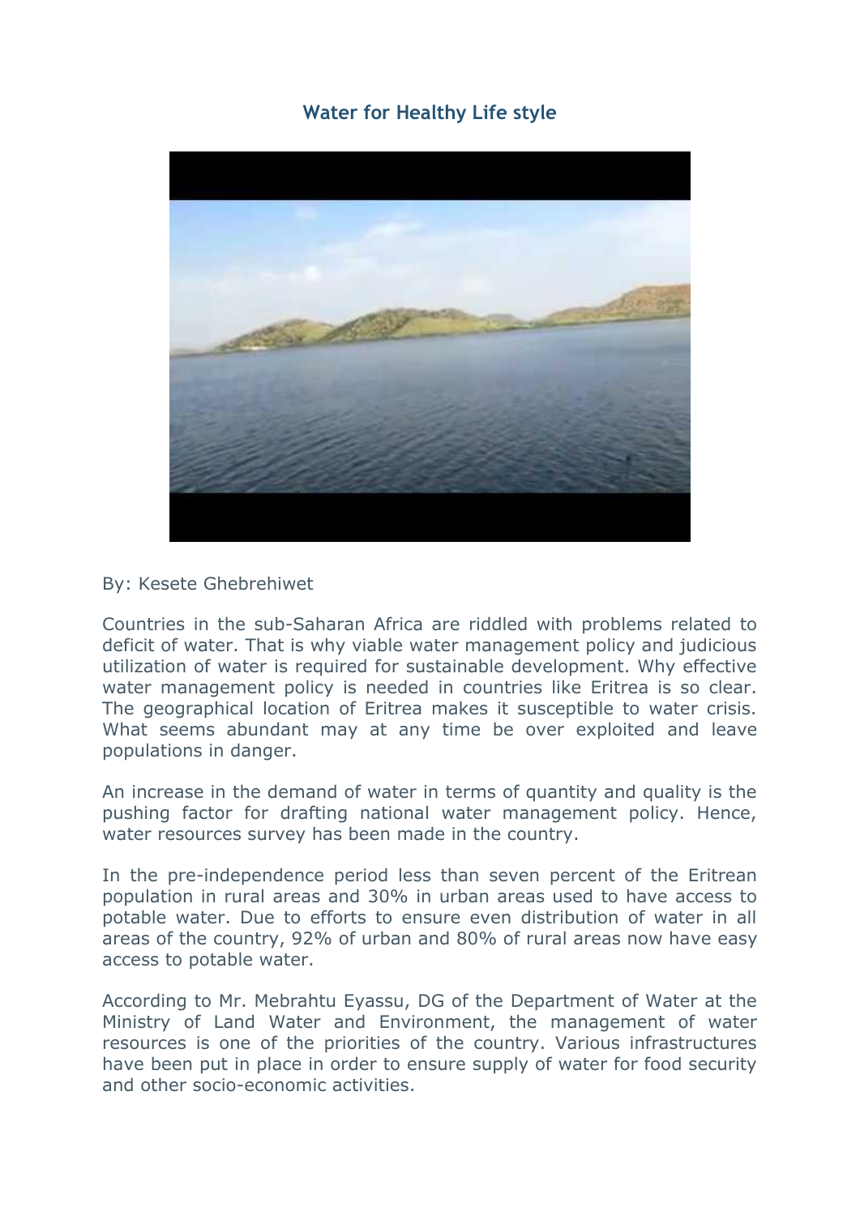# Water for Healthy Life style

By: Kesete Ghebrehiwet

Countries in the sub-Saharan Africa are riddled with problems related to deficit of water. That is why viable water management policy and judicious utilization of water is required for sustainable development. Why effective water management policy is needed in countries like Eritrea is so clear. The geographical location of Eritrea makes it susceptible to water crisis. What seems abundant may at any time be over exploited and leave populations in danger.

An increase in the demand of water in terms of quantity and quality is the pushing factor for drafting national water management policy. Hence, water resources survey has been made in the country.

In the pre-independence period less than seven percent of the Eritrean population in rural areas and 30% in urban areas used to have access to potable water. Due to efforts to ensure even distribution of water in all areas of the country, 92% of urban and 80% of rural areas now have easy access to potable water.

According to Mr. Mebrahtu Eyassu, DG of the Department of Water at the Ministry of Land Water and Environment, the management of water resources is one of the priorities of the country. Various infrastructures have been put in place in order to ensure supply of water for food security and other socio-economic activities.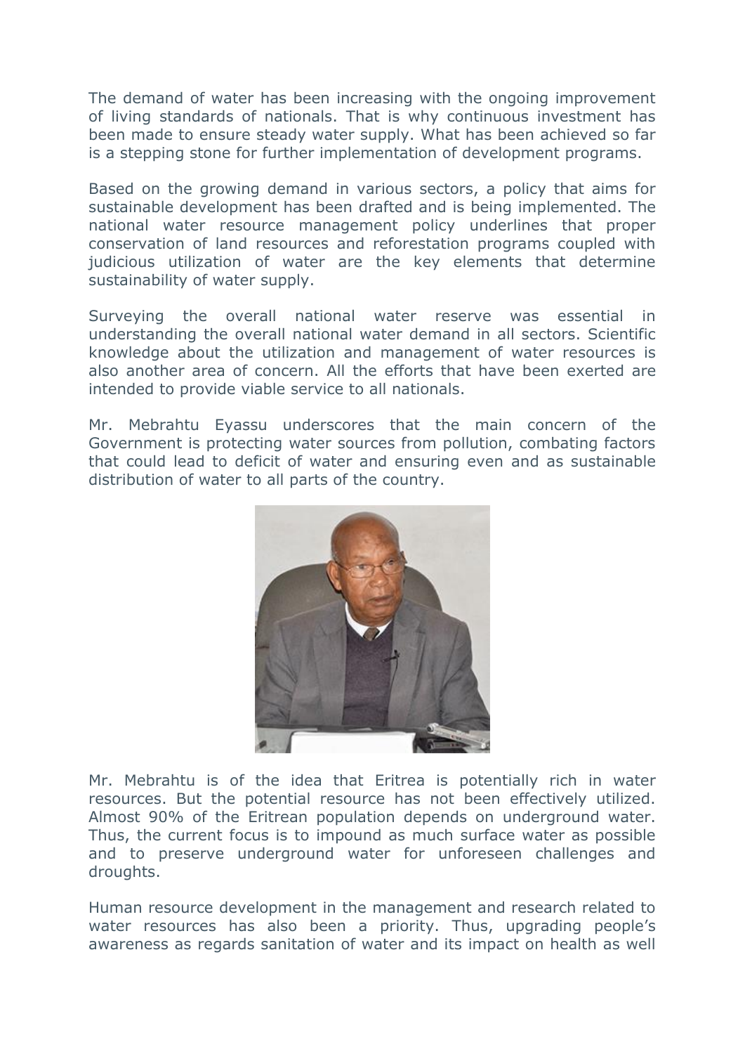The demand of water has been increasing with the ongoing improvement of living standards of nationals. That is why continuous investment has been made to ensure steady water supply. What has been achieved so far is a stepping stone for further implementation of development programs.

Based on the growing demand in various sectors, a policy that aims for sustainable development has been drafted and is being implemented. The national water resource management policy underlines that proper conservation of land resources and reforestation programs coupled with judicious utilization of water are the key elements that determine sustainability of water supply.

Surveying the overall national water reserve was essential in understanding the overall national water demand in all sectors. Scientific knowledge about the utilization and management of water resources is also another area of concern. All the efforts that have been exerted are intended to provide viable service to all nationals.

Mr. Mebrahtu Eyassu underscores that the main concern of the Government is protecting water sources from pollution, combating factors that could lead to deficit of water and ensuring even and as sustainable distribution of water to all parts of the country.

Mr. Mebrahtu is of the idea that Eritrea is potentially rich in water resources. But the potential resource has not been effectively utilized. Almost 90% of the Eritrean population depends on underground water. Thus, the current focus is to impound as much surface water as possible and to preserve underground water for unforeseen challenges and droughts.

Human resource development in the management and research related to water resources has also been a priority. Thus, upgrading people's awareness as regards sanitation of water and its impact on health as well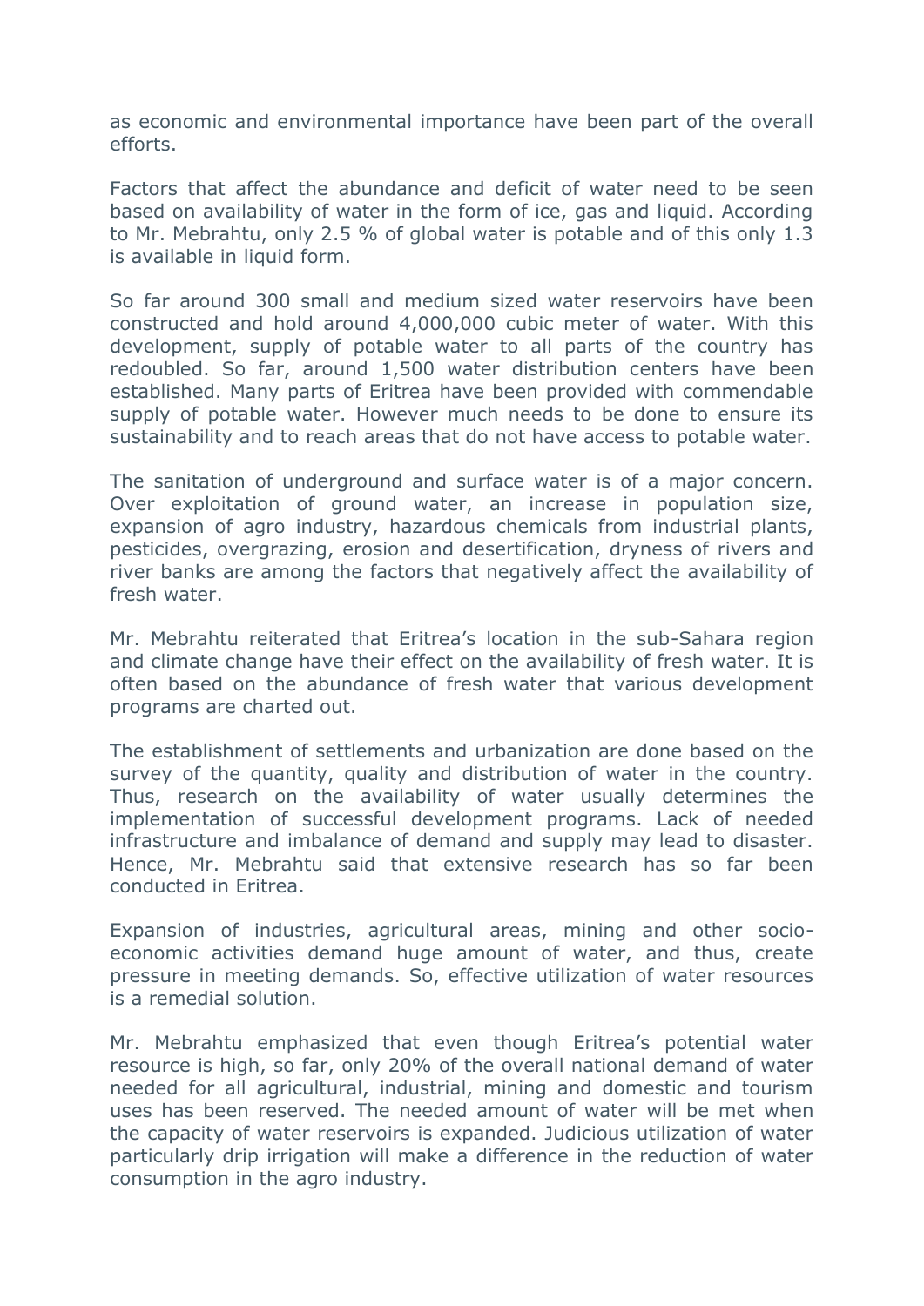as economic and environmental importance have been part of the overall efforts.

Factors that affect the abundance and deficit of water need to be seen based on availability of water in the form of ice, gas and liquid. According to Mr. Mebrahtu, only 2.5 % of global water is potable and of this only 1.3 is available in liquid form.

So far around 300 small and medium sized water reservoirs have been constructed and hold around 4,000,000 cubic meter of water. With this development, supply of potable water to all parts of the country has redoubled. So far, around 1,500 water distribution centers have been established. Many parts of Eritrea have been provided with commendable supply of potable water. However much needs to be done to ensure its sustainability and to reach areas that do not have access to potable water.

The sanitation of underground and surface water is of a major concern. Over exploitation of ground water, an increase in population size, expansion of agro industry, hazardous chemicals from industrial plants, pesticides, overgrazing, erosion and desertification, dryness of rivers and river banks are among the factors that negatively affect the availability of fresh water.

Mr. Mebrahtu reiterated that Eritrea's location in the sub-Sahara region and climate change have their effect on the availability of fresh water. It is often based on the abundance of fresh water that various development programs are charted out.

The establishment of settlements and urbanization are done based on the survey of the quantity, quality and distribution of water in the country. Thus, research on the availability of water usually determines the implementation of successful development programs. Lack of needed infrastructure and imbalance of demand and supply may lead to disaster. Hence, Mr. Mebrahtu said that extensive research has so far been conducted in Eritrea.

Expansion of industries, agricultural areas, mining and other socio-economic activities demand huge amount of water, and thus, create pressure in meeting demands. So, effective utilization of water resources is a remedial solution.

Mr. Mebrahtu emphasized that even though Eritrea's potential water resource is high, so far, only 20% of the overall national demand of water needed for all agricultural, industrial, mining and domestic and tourism uses has been reserved. The needed amount of water will be met when the capacity of water reservoirs is expanded. Judicious utilization of water particularly drip irrigation will make a difference in the reduction of water consumption in the agro industry.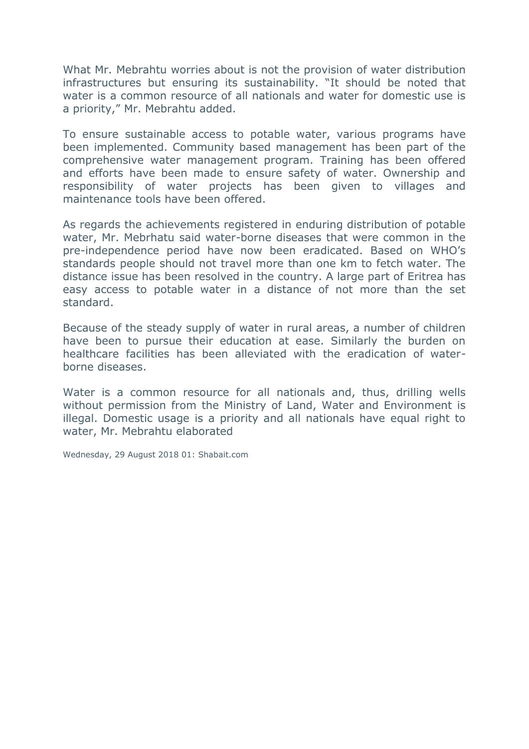What Mr. Mebrahtu worries about is not the provision of water distribution infrastructures but ensuring its sustainability. "It should be noted that water is a common resource of all nationals and water for domestic use is a priority," Mr. Mebrahtu added.

To ensure sustainable access to potable water, various programs have been implemented. Community based management has been part of the comprehensive water management program. Training has been offered and efforts have been made to ensure safety of water. Ownership and responsibility of water projects has been given to villages and maintenance tools have been offered.

As regards the achievements registered in enduring distribution of potable water, Mr. Mebrhatu said water-borne diseases that were common in the pre-independence period have now been eradicated. Based on WHO's standards people should not travel more than one km to fetch water. The distance issue has been resolved in the country. A large part of Eritrea has easy access to potable water in a distance of not more than the set standard.

Because of the steady supply of water in rural areas, a number of children have been to pursue their education at ease. Similarly the burden on healthcare facilities has been alleviated with the eradication of water-borne diseases.

Water is a common resource for all nationals and, thus, drilling wells without permission from the Ministry of Land, Water and Environment is illegal. Domestic usage is a priority and all nationals have equal right to water, Mr. Mebrahtu elaborated

Wednesday, 29 August 2018 01: Shabait.com